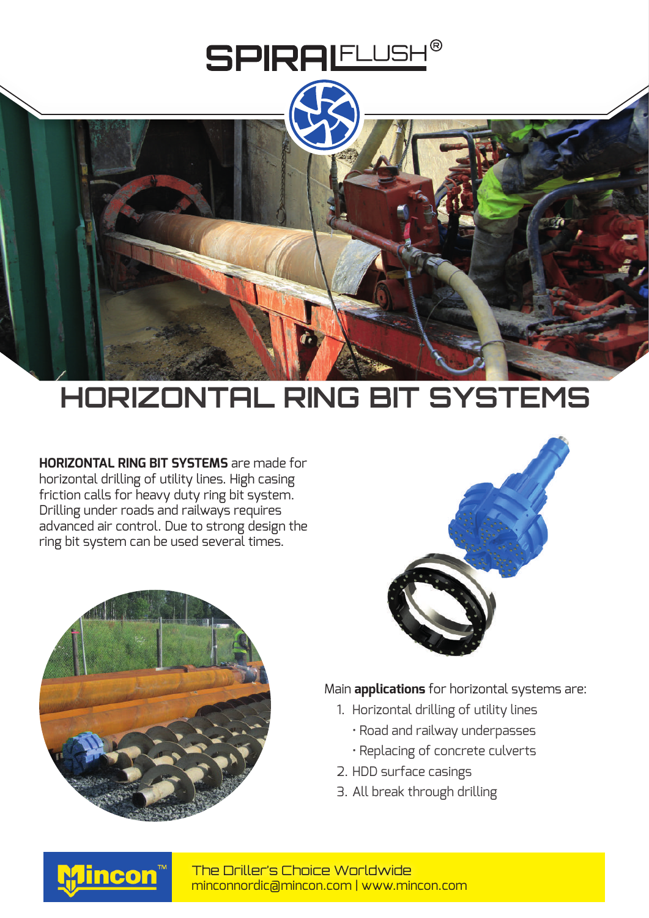# SPIRALFLUSH®

# HORIZONTAL RING BIT SYSTEMS

**HORIZONTAL RING BIT SYSTEMS** are made for horizontal drilling of utility lines. High casing friction calls for heavy duty ring bit system. Drilling under roads and railways requires advanced air control. Due to strong design the ring bit system can be used several times.

Main **applications** for horizontal systems are:

1. Horizontal drilling of utility lines
   - Road and railway underpasses
   - Replacing of concrete culverts
2. HDD surface casings
3. All break through drilling

Mincon™

The Driller's Choice Worldwide
minconnordic@mincon.com | www.mincon.com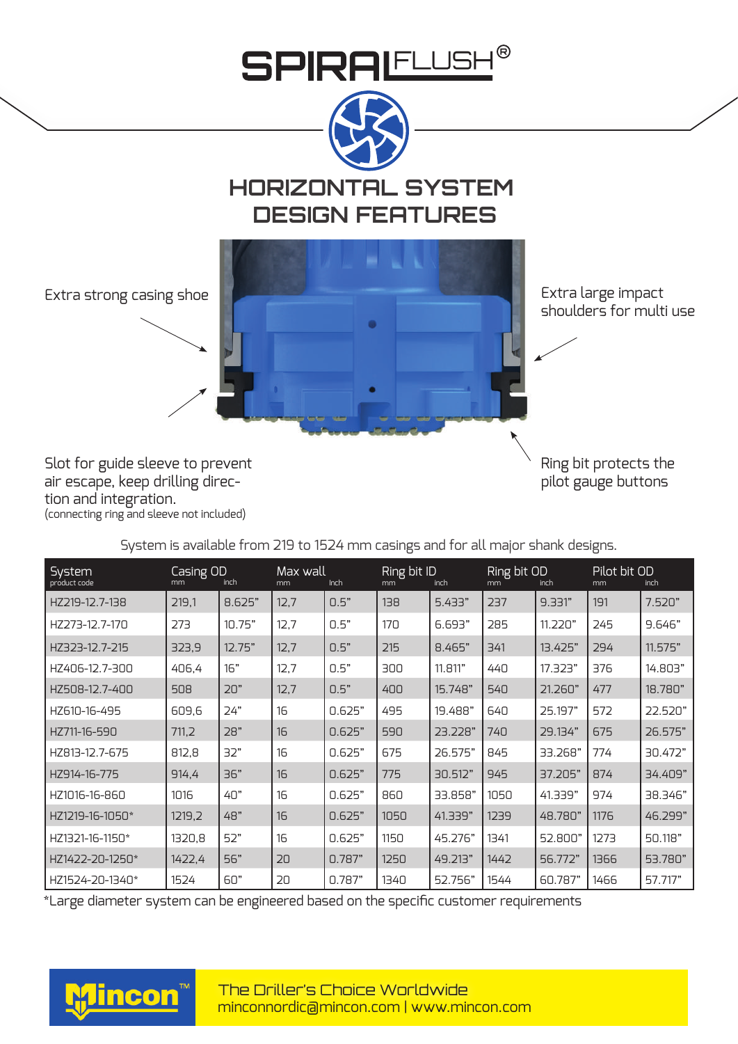# SPIRALFLUSH®

## HORIZONTAL SYSTEM DESIGN FEATURES

Extra strong casing shoe

Extra large impact shoulders for multi use

Slot for guide sleeve to prevent air escape, keep drilling direction and integration.
(connecting ring and sleeve not included)

Ring bit protects the pilot gauge buttons

System is available from 219 to 1524 mm casings and for all major shank designs.

| System product code | Casing OD mm | inch | Max wall mm | inch | Ring bit ID mm | inch | Ring bit OD mm | inch | Pilot bit OD mm | inch |
|---|---|---|---|---|---|---|---|---|---|---|
| HZ219-12.7-138 | 219,1 | 8.625" | 12,7 | 0.5" | 138 | 5.433" | 237 | 9.331" | 191 | 7.520" |
| HZ273-12.7-170 | 273 | 10.75" | 12,7 | 0.5" | 170 | 6.693" | 285 | 11.220" | 245 | 9.646" |
| HZ323-12.7-215 | 323,9 | 12.75" | 12,7 | 0.5" | 215 | 8.465" | 341 | 13.425" | 294 | 11.575" |
| HZ406-12.7-300 | 406,4 | 16" | 12,7 | 0.5" | 300 | 11.811" | 440 | 17.323" | 376 | 14.803" |
| HZ508-12.7-400 | 508 | 20" | 12,7 | 0.5" | 400 | 15.748" | 540 | 21.260" | 477 | 18.780" |
| HZ610-16-495 | 609,6 | 24" | 16 | 0.625" | 495 | 19.488" | 640 | 25.197" | 572 | 22.520" |
| HZ711-16-590 | 711,2 | 28" | 16 | 0.625" | 590 | 23.228" | 740 | 29.134" | 675 | 26.575" |
| HZ813-12.7-675 | 812,8 | 32" | 16 | 0.625" | 675 | 26.575" | 845 | 33.268" | 774 | 30.472" |
| HZ914-16-775 | 914,4 | 36" | 16 | 0.625" | 775 | 30.512" | 945 | 37.205" | 874 | 34.409" |
| HZ1016-16-860 | 1016 | 40" | 16 | 0.625" | 860 | 33.858" | 1050 | 41.339" | 974 | 38.346" |
| HZ1219-16-1050* | 1219,2 | 48" | 16 | 0.625" | 1050 | 41.339" | 1239 | 48.780" | 1176 | 46.299" |
| HZ1321-16-1150* | 1320,8 | 52" | 16 | 0.625" | 1150 | 45.276" | 1341 | 52.800" | 1273 | 50.118" |
| HZ1422-20-1250* | 1422,4 | 56" | 20 | 0.787" | 1250 | 49.213" | 1442 | 56.772" | 1366 | 53.780" |
| HZ1524-20-1340* | 1524 | 60" | 20 | 0.787" | 1340 | 52.756" | 1544 | 60.787" | 1466 | 57.717" |

*Large diameter system can be engineered based on the specific customer requirements

Mincon™

The Driller's Choice Worldwide
minconnordic@mincon.com | www.mincon.com